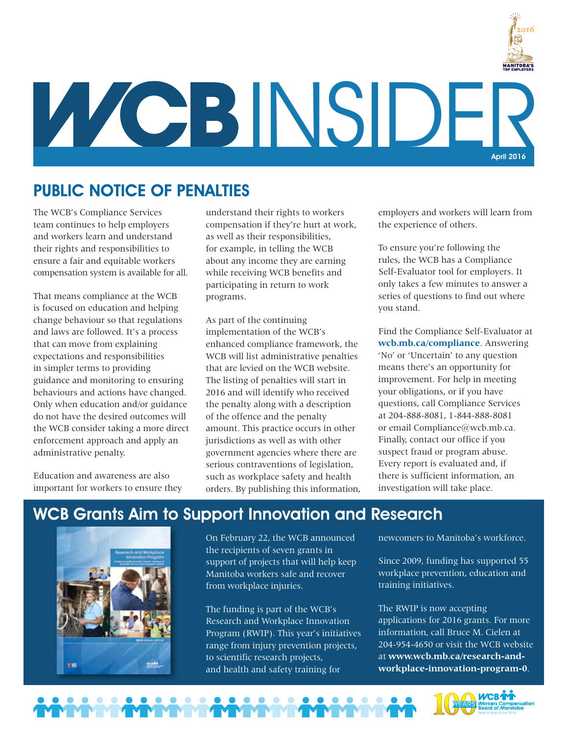# WCB INSIDER

April 2016

## PUBLIC NOTICE OF PENALTIES

The WCB's Compliance Services team continues to help employers and workers learn and understand their rights and responsibilities to ensure a fair and equitable workers compensation system is available for all.

That means compliance at the WCB is focused on education and helping change behaviour so that regulations and laws are followed. It's a process that can move from explaining expectations and responsibilities in simpler terms to providing guidance and monitoring to ensuring behaviours and actions have changed. Only when education and/or guidance do not have the desired outcomes will the WCB consider taking a more direct enforcement approach and apply an administrative penalty.

Education and awareness are also important for workers to ensure they understand their rights to workers compensation if they're hurt at work, as well as their responsibilities, for example, in telling the WCB about any income they are earning while receiving WCB benefits and participating in return to work programs.

As part of the continuing implementation of the WCB's enhanced compliance framework, the WCB will list administrative penalties that are levied on the WCB website. The listing of penalties will start in 2016 and will identify who received the penalty along with a description of the offence and the penalty amount. This practice occurs in other jurisdictions as well as with other government agencies where there are serious contraventions of legislation, such as workplace safety and health orders. By publishing this information, employers and workers will learn from the experience of others.

To ensure you're following the rules, the WCB has a Compliance Self-Evaluator tool for employers. It only takes a few minutes to answer a series of questions to find out where you stand.

Find the Compliance Self-Evaluator at **wcb.mb.ca/compliance**. Answering 'No' or 'Uncertain' to any question means there's an opportunity for improvement. For help in meeting your obligations, or if you have questions, call Compliance Services at 204-888-8081, 1-844-888-8081 or email Compliance@wcb.mb.ca. Finally, contact our office if you suspect fraud or program abuse. Every report is evaluated and, if there is sufficient information, an investigation will take place.

## WCB Grants Aim to Support Innovation and Research

On February 22, the WCB announced the recipients of seven grants in support of projects that will help keep Manitoba workers safe and recover from workplace injuries.

The funding is part of the WCB's Research and Workplace Innovation Program (RWIP). This year's initiatives range from injury prevention projects, to scientific research projects, and health and safety training for newcomers to Manitoba's workforce.

Since 2009, funding has supported 55 workplace prevention, education and training initiatives.

The RWIP is now accepting applications for 2016 grants. For more information, call Bruce M. Cielen at 204-954-4650 or visit the WCB website at **www.wcb.mb.ca/research-and-workplace-innovation-program-0**.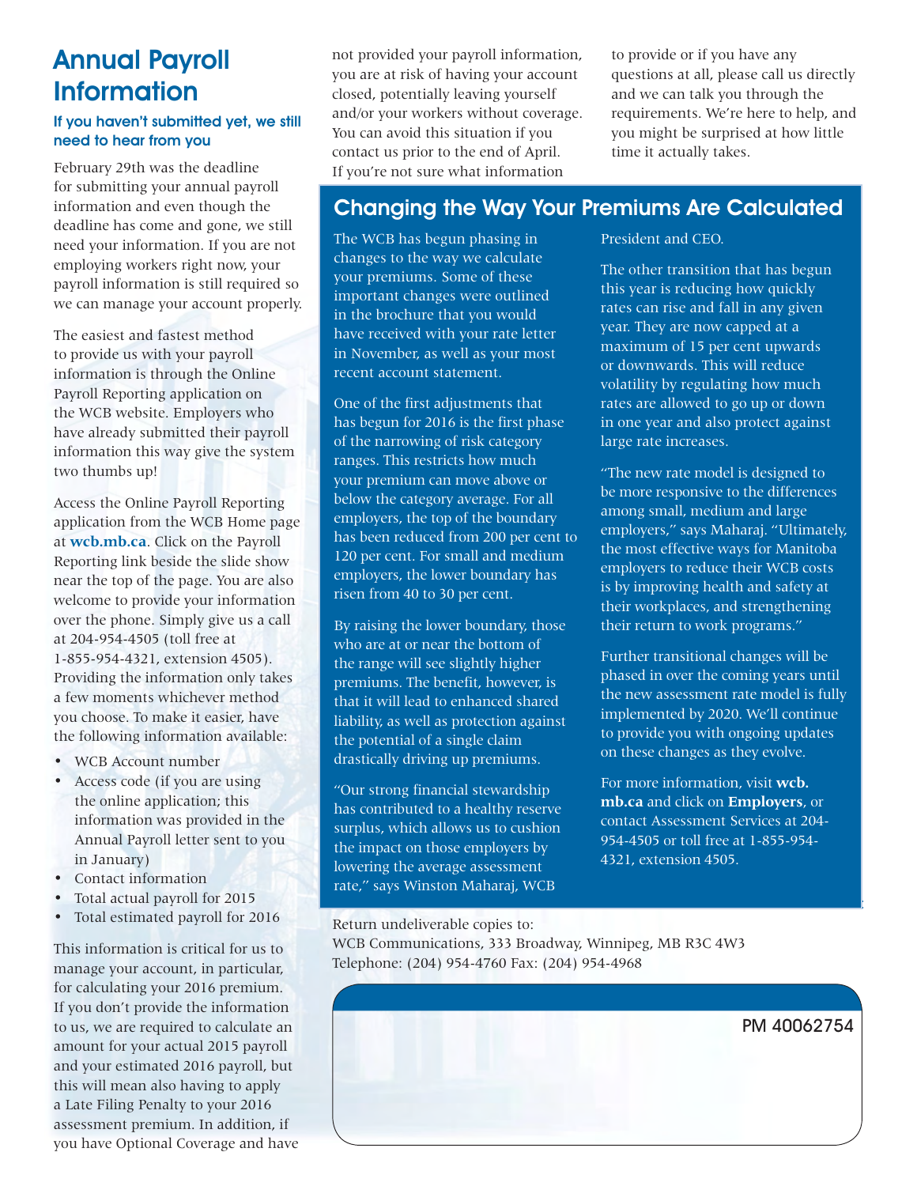# Annual Payroll Information

### If you haven't submitted yet, we still need to hear from you

February 29th was the deadline for submitting your annual payroll information and even though the deadline has come and gone, we still need your information. If you are not employing workers right now, your payroll information is still required so we can manage your account properly.

The easiest and fastest method to provide us with your payroll information is through the Online Payroll Reporting application on the WCB website. Employers who have already submitted their payroll information this way give the system two thumbs up!

Access the Online Payroll Reporting application from the WCB Home page at **wcb.mb.ca**. Click on the Payroll Reporting link beside the slide show near the top of the page. You are also welcome to provide your information over the phone. Simply give us a call at 204-954-4505 (toll free at 1-855-954-4321, extension 4505). Providing the information only takes a few moments whichever method you choose. To make it easier, have the following information available:

- WCB Account number
- Access code (if you are using the online application; this information was provided in the Annual Payroll letter sent to you in January)
- Contact information
- Total actual payroll for 2015
- Total estimated payroll for 2016

This information is critical for us to manage your account, in particular, for calculating your 2016 premium. If you don't provide the information to us, we are required to calculate an amount for your actual 2015 payroll and your estimated 2016 payroll, but this will mean also having to apply a Late Filing Penalty to your 2016 assessment premium. In addition, if you have Optional Coverage and have not provided your payroll information, you are at risk of having your account closed, potentially leaving yourself and/or your workers without coverage. You can avoid this situation if you contact us prior to the end of April. If you're not sure what information to provide or if you have any questions at all, please call us directly and we can talk you through the requirements. We're here to help, and you might be surprised at how little time it actually takes.

## Changing the Way Your Premiums Are Calculated

The WCB has begun phasing in changes to the way we calculate your premiums. Some of these important changes were outlined in the brochure that you would have received with your rate letter in November, as well as your most recent account statement.

One of the first adjustments that has begun for 2016 is the first phase of the narrowing of risk category ranges. This restricts how much your premium can move above or below the category average. For all employers, the top of the boundary has been reduced from 200 per cent to 120 per cent. For small and medium employers, the lower boundary has risen from 40 to 30 per cent.

By raising the lower boundary, those who are at or near the bottom of the range will see slightly higher premiums. The benefit, however, is that it will lead to enhanced shared liability, as well as protection against the potential of a single claim drastically driving up premiums.

"Our strong financial stewardship has contributed to a healthy reserve surplus, which allows us to cushion the impact on those employers by lowering the average assessment rate," says Winston Maharaj, WCB President and CEO.

The other transition that has begun this year is reducing how quickly rates can rise and fall in any given year. They are now capped at a maximum of 15 per cent upwards or downwards. This will reduce volatility by regulating how much rates are allowed to go up or down in one year and also protect against large rate increases.

"The new rate model is designed to be more responsive to the differences among small, medium and large employers," says Maharaj. "Ultimately, the most effective ways for Manitoba employers to reduce their WCB costs is by improving health and safety at their workplaces, and strengthening their return to work programs."

Further transitional changes will be phased in over the coming years until the new assessment rate model is fully implemented by 2020. We'll continue to provide you with ongoing updates on these changes as they evolve.

For more information, visit **wcb.mb.ca** and click on **Employers**, or contact Assessment Services at 204-954-4505 or toll free at 1-855-954-4321, extension 4505.

Return undeliverable copies to:
WCB Communications, 333 Broadway, Winnipeg, MB R3C 4W3
Telephone: (204) 954-4760 Fax: (204) 954-4968

PM 40062754